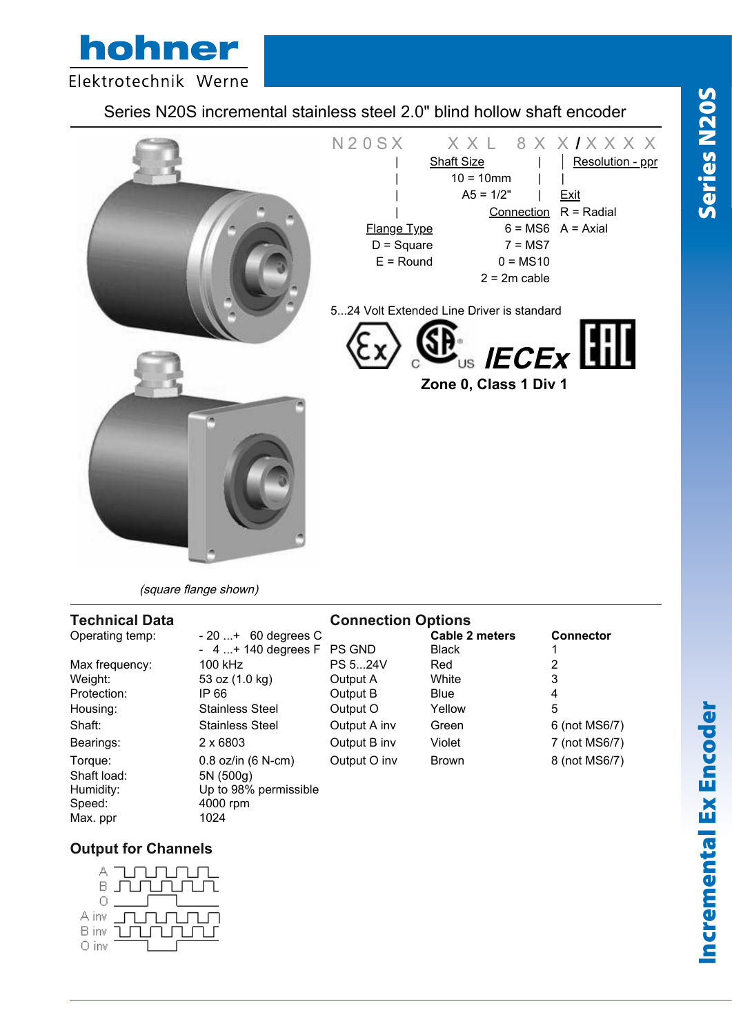# hohner

Elektrotechnik Werne

## Series N20S incremental stainless steel 2.0" blind hollow shaft encoder

N20SX XXL 8X X/XXXX

- **Shaft Size**
  - 10 = 10mm
  - A5 = 1/2"
- **Resolution - ppr**
- **Exit**
  - R = Radial
  - A = Axial
- **Connection**
  - 6 = MS6
  - 7 = MS7
  - 0 = MS10
  - 2 = 2m cable
- **Flange Type**
  - D = Square
  - E = Round

5...24 Volt Extended Line Driver is standard

IECEx

**Zone 0, Class 1 Div 1**

*(square flange shown)*

## Technical Data

| | |
|---|---|
| Operating temp: | - 20 ...+ 60 degrees C<br>- 4 ...+ 140 degrees F |
| Max frequency: | 100 kHz |
| Weight: | 53 oz (1.0 kg) |
| Protection: | IP 66 |
| Housing: | Stainless Steel |
| Shaft: | Stainless Steel |
| Bearings: | 2 x 6803 |
| Torque: | 0.8 oz/in (6 N-cm) |
| Shaft load: | 5N (500g) |
| Humidity: | Up to 98% permissible |
| Speed: | 4000 rpm |
| Max. ppr | 1024 |

## Connection Options

| | Cable 2 meters | Connector |
|---|---|---|
| PS GND | Black | 1 |
| PS 5...24V | Red | 2 |
| Output A | White | 3 |
| Output B | Blue | 4 |
| Output O | Yellow | 5 |
| Output A inv | Green | 6 (not MS6/7) |
| Output B inv | Violet | 7 (not MS6/7) |
| Output O inv | Brown | 8 (not MS6/7) |

## Output for Channels

A, B, O, A inv, B inv, O inv

**Series N20S**

**Incremental Ex Encoder**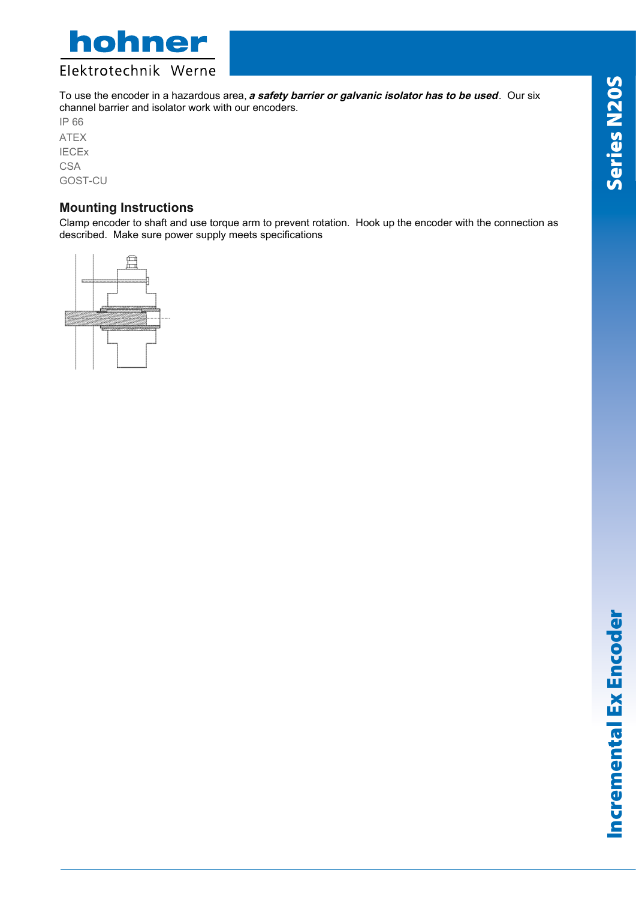To use the encoder in a hazardous area, ***a safety barrier or galvanic isolator has to be used***. Our six channel barrier and isolator work with our encoders.

IP 66

ATEX

IECEx

CSA

GOST-CU

## Mounting Instructions

Clamp encoder to shaft and use torque arm to prevent rotation. Hook up the encoder with the connection as described. Make sure power supply meets specifications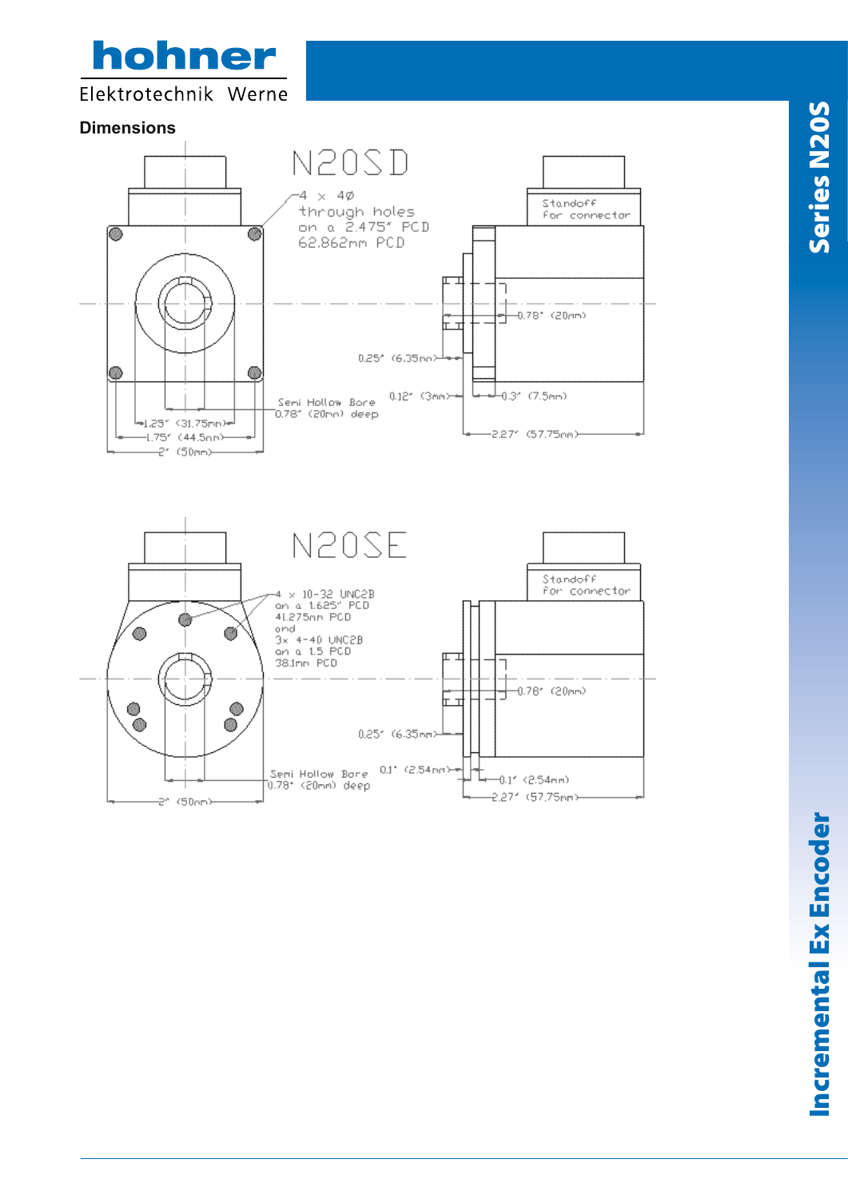## Dimensions

N20SD

4 x 4Ø through holes on a 2.475" PCD 62.862mm PCD

Standoff for connector

0.78" (20mm)

0.25" (6.35mm)

0.12" (3mm)

0.3" (7.5mm)

Semi Hollow Bore 0.78" (20mm) deep

1.25" (31.75mm)

1.75" (44.5mm)

2" (50mm)

2.27" (57.75mm)

N20SE

4 x 10-32 UNC2B on a 1.625" PCD 41.275mm PCD and 3x 4-40 UNC2B on a 1.5 PCD 38.1mm PCD

Standoff for connector

0.78" (20mm)

0.25" (6.35mm)

0.1" (2.54mm)

0.1" (2.54mm)

Semi Hollow Bore 0.78" (20mm) deep

2" (50mm)

2.27" (57.75mm)